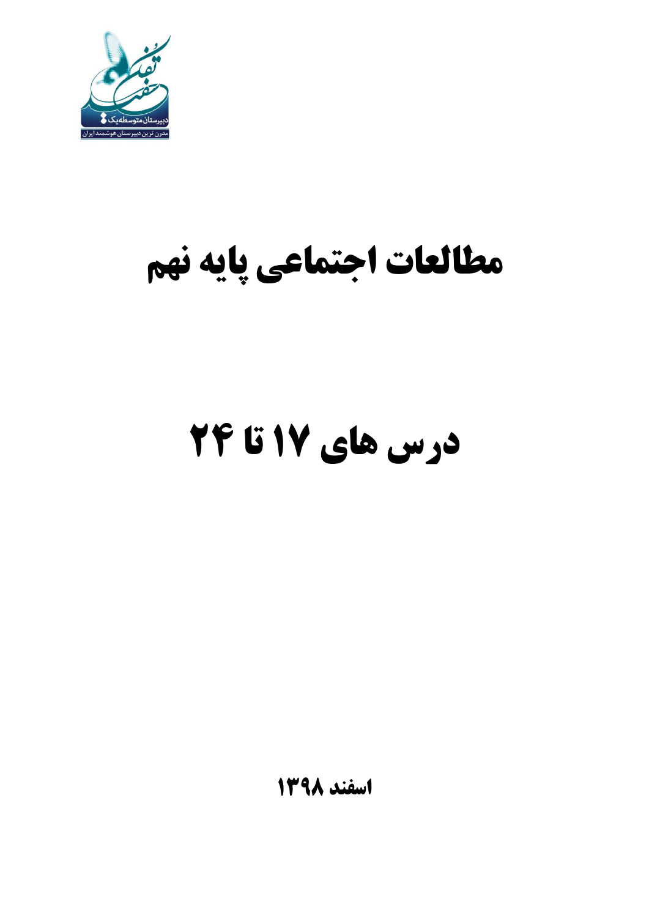# مطالعات اجتماعی پایه نهم

# درس های ۱۷ تا ۲۴

**اسفند ۱۳۹۸**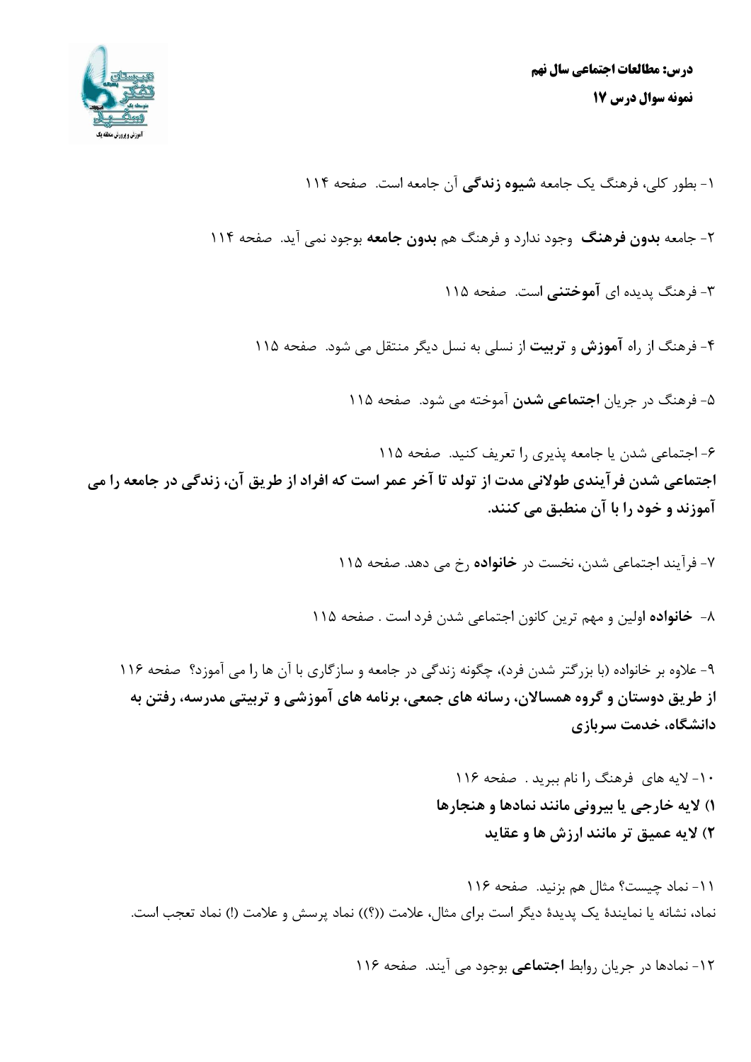**درس: مطالعات اجتماعی سال نهم**

**نمونه سوال درس ۱۷**

۱- بطور کلی، فرهنگ یک جامعه **شیوه زندگی** آن جامعه است. صفحه ۱۱۴

۲- جامعه **بدون فرهنگ** وجود ندارد و فرهنگ هم **بدون جامعه** بوجود نمی آید. صفحه ۱۱۴

۳- فرهنگ پدیده ای **آموختنی** است. صفحه ۱۱۵

۴- فرهنگ از راه **آموزش** و **تربیت** از نسلی به نسل دیگر منتقل می شود. صفحه ۱۱۵

۵- فرهنگ در جریان **اجتماعی شدن** آموخته می شود. صفحه ۱۱۵

۶- اجتماعی شدن یا جامعه پذیری را تعریف کنید. صفحه ۱۱۵

**اجتماعی شدن فرآیندی طولانی مدت از تولد تا آخر عمر است که افراد از طریق آن، زندگی در جامعه را می آموزند و خود را با آن منطبق می کنند.**

۷- فرآیند اجتماعی شدن، نخست در **خانواده** رخ می دهد. صفحه ۱۱۵

۸- **خانواده** اولین و مهم ترین کانون اجتماعی شدن فرد است . صفحه ۱۱۵

۹- علاوه بر خانواده (با بزرگتر شدن فرد)، چگونه زندگی در جامعه و سازگاری با آن ها را می آموزد؟ صفحه ۱۱۶

**از طریق دوستان و گروه همسالان، رسانه های جمعی، برنامه های آموزشی و تربیتی مدرسه، رفتن به دانشگاه، خدمت سربازی**

۱۰- لایه های فرهنگ را نام ببرید . صفحه ۱۱۶

**۱) لایه خارجی یا بیرونی مانند نمادها و هنجارها**

**۲) لایه عمیق تر مانند ارزش ها و عقاید**

۱۱- نماد چیست؟ مثال هم بزنید. صفحه ۱۱۶

نماد، نشانه یا نمایندهٔ یک پدیدهٔ دیگر است برای مثال، علامت ((؟)) نماد پرسش و علامت (!) نماد تعجب است.

۱۲- نمادها در جریان روابط **اجتماعی** بوجود می آیند. صفحه ۱۱۶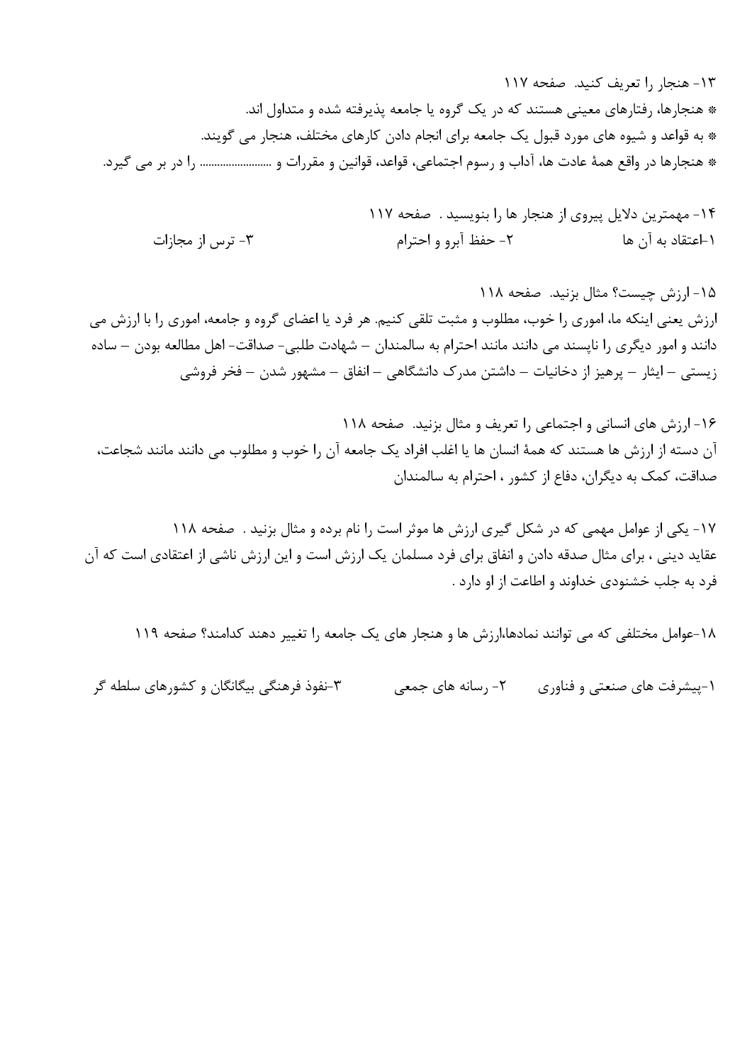۱۳- هنجار را تعریف کنید. صفحه ۱۱۷

* هنجارها، رفتارهای معینی هستند که در یک گروه یا جامعه پذیرفته شده و متداول اند.
* به قواعد و شیوه های مورد قبول یک جامعه برای انجام دادن کارهای مختلف، هنجار می گویند.
* هنجارها در واقع همهٔ عادت ها، آداب و رسوم اجتماعی، قواعد، قوانین و مقررات و ......................... را در بر می گیرد.

۱۴- مهمترین دلایل پیروی از هنجار ها را بنویسید . صفحه ۱۱۷

۱-اعتقاد به آن ها　　　　۲- حفظ آبرو و احترام　　　　۳- ترس از مجازات

۱۵- ارزش چیست؟ مثال بزنید. صفحه ۱۱۸

ارزش یعنی اینکه ما، اموری را خوب، مطلوب و مثبت تلقی کنیم. هر فرد یا اعضای گروه و جامعه، اموری را با ارزش می دانند و امور دیگری را ناپسند می دانند مانند احترام به سالمندان – شهادت طلبی- صداقت- اهل مطالعه بودن – ساده زیستی – ایثار – پرهیز از دخانیات – داشتن مدرک دانشگاهی – انفاق – مشهور شدن – فخر فروشی

۱۶- ارزش های انسانی و اجتماعی را تعریف و مثال بزنید. صفحه ۱۱۸

آن دسته از ارزش ها هستند که همهٔ انسان ها یا اغلب افراد یک جامعه آن را خوب و مطلوب می دانند مانند شجاعت، صداقت، کمک به دیگران، دفاع از کشور ، احترام به سالمندان

۱۷- یکی از عوامل مهمی که در شکل گیری ارزش ها موثر است را نام برده و مثال بزنید . صفحه ۱۱۸

عقاید دینی ، برای مثال صدقه دادن و انفاق برای فرد مسلمان یک ارزش است و این ارزش ناشی از اعتقادی است که آن فرد به جلب خشنودی خداوند و اطاعت از او دارد .

۱۸-عوامل مختلفی که می توانند نمادها،ارزش ها و هنجار های یک جامعه را تغییر دهند کدامند؟ صفحه ۱۱۹

۱-پیشرفت های صنعتی و فناوری　　۲- رسانه های جمعی　　۳-نفوذ فرهنگی بیگانگان و کشورهای سلطه گر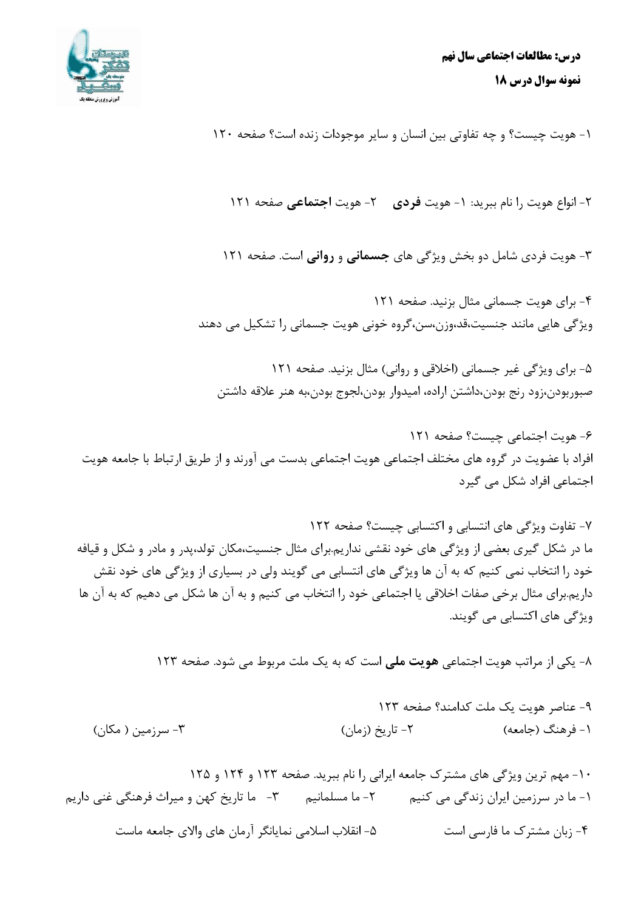**درس: مطالعات اجتماعی سال نهم**

**نمونه سوال درس ۱۸**

۱- هویت چیست؟ و چه تفاوتی بین انسان و سایر موجودات زنده است؟ صفحه ۱۲۰

۲- انواع هویت را نام ببرید: ۱- هویت **فردی** ۲- هویت **اجتماعی** صفحه ۱۲۱

۳- هویت فردی شامل دو بخش ویژگی های **جسمانی** و **روانی** است. صفحه ۱۲۱

۴- برای هویت جسمانی مثال بزنید. صفحه ۱۲۱

ویژگی هایی مانند جنسیت،قد،وزن،سن،گروه خونی هویت جسمانی را تشکیل می دهند

۵- برای ویژگی غیر جسمانی (اخلاقی و روانی) مثال بزنید. صفحه ۱۲۱

صبوربودن،زود رنج بودن،داشتن اراده، امیدوار بودن،لجوج بودن،به هنر علاقه داشتن

۶- هویت اجتماعی چیست؟ صفحه ۱۲۱

افراد با عضویت در گروه های مختلف اجتماعی هویت اجتماعی بدست می آورند و از طریق ارتباط با جامعه هویت اجتماعی افراد شکل می گیرد

۷- تفاوت ویژگی های انتسابی و اکتسابی چیست؟ صفحه ۱۲۲

ما در شکل گیری بعضی از ویژگی های خود نقشی نداریم.برای مثال جنسیت،مکان تولد،پدر و مادر و شکل و قیافه خود را انتخاب نمی کنیم که به آن ها ویژگی های انتسابی می گویند ولی در بسیاری از ویژگی های خود نقش داریم.برای مثال برخی صفات اخلاقی یا اجتماعی خود را انتخاب می کنیم و به آن ها شکل می دهیم که به آن ها ویژگی های اکتسابی می گویند.

۸- یکی از مراتب هویت اجتماعی **هویت ملی** است که به یک ملت مربوط می شود. صفحه ۱۲۳

۹- عناصر هویت یک ملت کدامند؟ صفحه ۱۲۳

۱- فرهنگ (جامعه) ۲- تاریخ (زمان) ۳- سرزمین ( مکان)

۱۰- مهم ترین ویژگی های مشترک جامعه ایرانی را نام ببرید. صفحه ۱۲۳ و ۱۲۴ و ۱۲۵

۱- ما در سرزمین ایران زندگی می کنیم ۲- ما مسلمانیم ۳- ما تاریخ کهن و میراث فرهنگی غنی داریم

۴- زبان مشترک ما فارسی است ۵- انقلاب اسلامی نمایانگر آرمان های والای جامعه ماست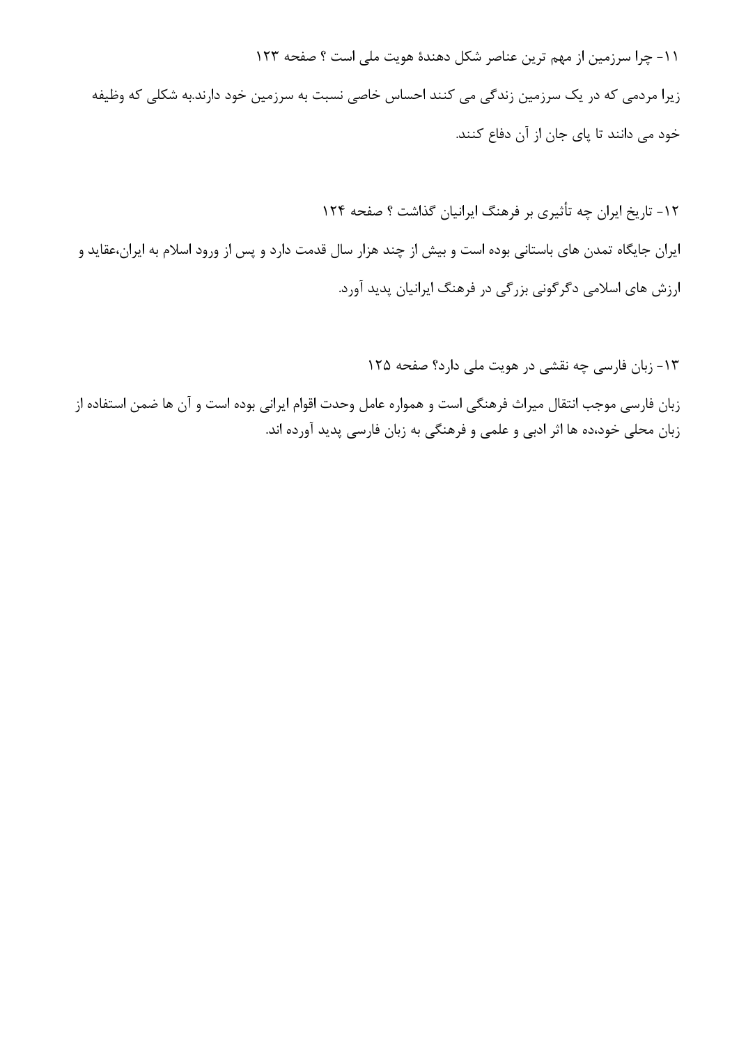۱۱- چرا سرزمین از مهم ترین عناصر شکل دهندهٔ هویت ملی است ؟ صفحه ۱۲۳

زیرا مردمی که در یک سرزمین زندگی می کنند احساس خاصی نسبت به سرزمین خود دارند.به شکلی که وظیفه خود می دانند تا پای جان از آن دفاع کنند.

۱۲- تاریخ ایران چه تأثیری بر فرهنگ ایرانیان گذاشت ؟ صفحه ۱۲۴

ایران جایگاه تمدن های باستانی بوده است و بیش از چند هزار سال قدمت دارد و پس از ورود اسلام به ایران،عقاید و ارزش های اسلامی دگرگونی بزرگی در فرهنگ ایرانیان پدید آورد.

۱۳- زبان فارسی چه نقشی در هویت ملی دارد؟ صفحه ۱۲۵

زبان فارسی موجب انتقال میراث فرهنگی است و همواره عامل وحدت اقوام ایرانی بوده است و آن ها ضمن استفاده از زبان محلی خود،ده ها اثر ادبی و علمی و فرهنگی به زبان فارسی پدید آورده اند.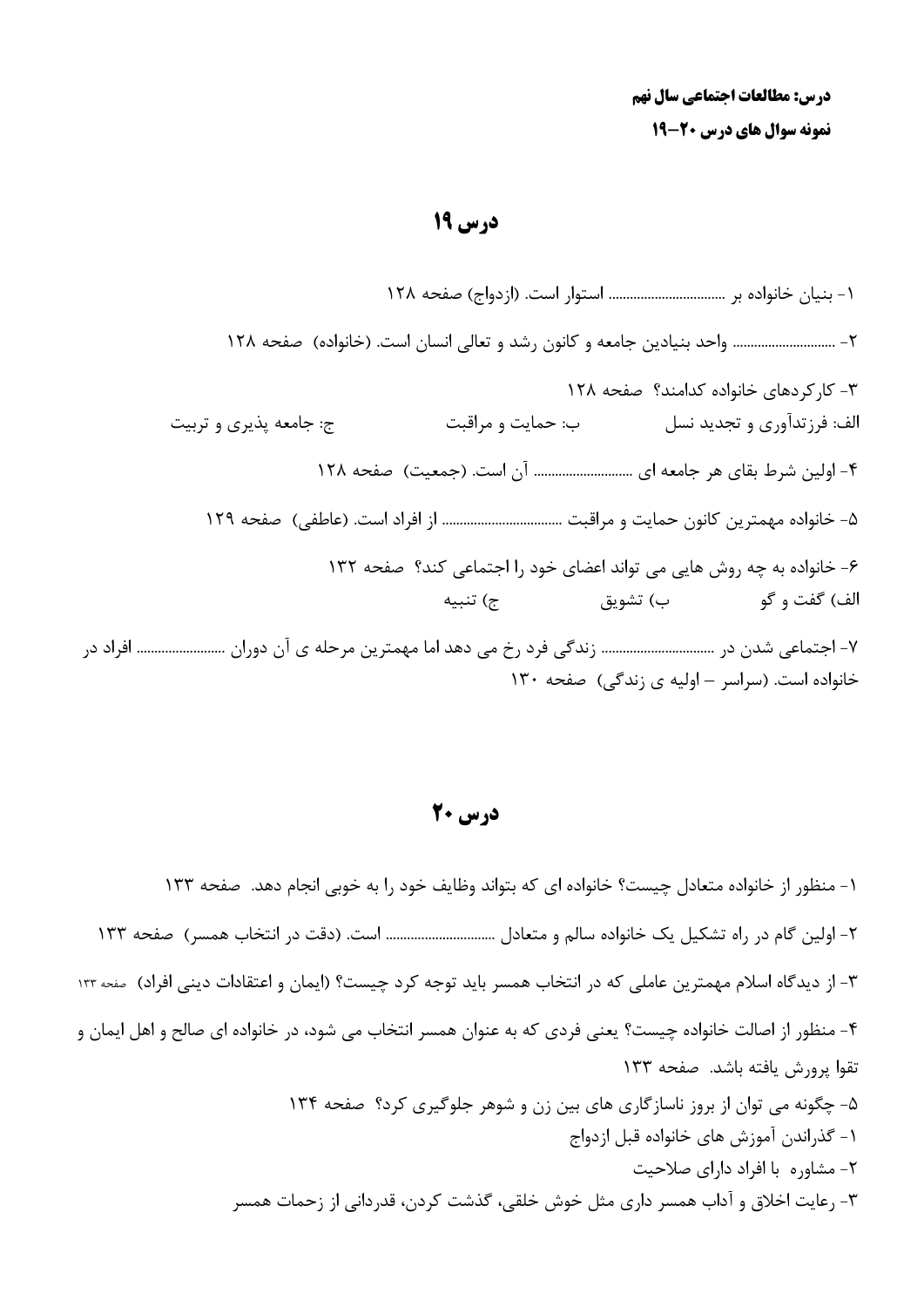**درس: مطالعات اجتماعی سال نهم**

**نمونه سوال های درس ۲۰-۱۹**

# درس ۱۹

۱- بنیان خانواده بر ................................ استوار است. (ازدواج) صفحه ۱۲۸

۲- ............................ واحد بنیادین جامعه و کانون رشد و تعالی انسان است. (خانواده) صفحه ۱۲۸

۳- کارکردهای خانواده کدامند؟ صفحه ۱۲۸

الف: فرزندآوری و تجدید نسل ب: حمایت و مراقبت ج: جامعه پذیری و تربیت

۴- اولین شرط بقای هر جامعه ای ........................... آن است. (جمعیت) صفحه ۱۲۸

۵- خانواده مهمترین کانون حمایت و مراقبت ................................ از افراد است. (عاطفی) صفحه ۱۲۹

۶- خانواده به چه روش هایی می تواند اعضای خود را اجتماعی کند؟ صفحه ۱۳۲

الف) گفت و گو ب) تشویق ج) تنبیه

۷- اجتماعی شدن در ................................ زندگی فرد رخ می دهد اما مهمترین مرحله ی آن دوران ........................ افراد در خانواده است. (سراسر – اولیه ی زندگی) صفحه ۱۳۰

# درس ۲۰

۱- منظور از خانواده متعادل چیست؟ خانواده ای که بتواند وظایف خود را به خوبی انجام دهد. صفحه ۱۳۳

۲- اولین گام در راه تشکیل یک خانواده سالم و متعادل ................................ است. (دقت در انتخاب همسر) صفحه ۱۳۳

۳- از دیدگاه اسلام مهمترین عاملی که در انتخاب همسر باید توجه کرد چیست؟ (ایمان و اعتقادات دینی افراد) صفحه ۱۳۳

۴- منظور از اصالت خانواده چیست؟ یعنی فردی که به عنوان همسر انتخاب می شود، در خانواده ای صالح و اهل ایمان و تقوا پرورش یافته باشد. صفحه ۱۳۳

۵- چگونه می توان از بروز ناسازگاری های بین زن و شوهر جلوگیری کرد؟ صفحه ۱۳۴

۱- گذراندن آموزش های خانواده قبل ازدواج

۲- مشاوره با افراد دارای صلاحیت

۳- رعایت اخلاق و آداب همسر داری مثل خوش خلقی، گذشت کردن، قدردانی از زحمات همسر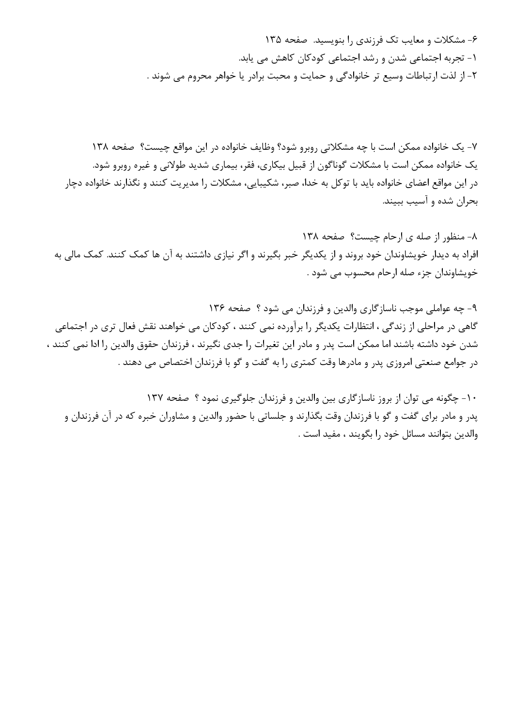۶- مشکلات و معایب تک فرزندی را بنویسید. صفحه ۱۳۵

۱- تجربه اجتماعی شدن و رشد اجتماعی کودکان کاهش می یابد.

۲- از لذت ارتباطات وسیع تر خانوادگی و حمایت و محبت برادر یا خواهر محروم می شوند .

۷- یک خانواده ممکن است با چه مشکلاتی روبرو شود؟ وظایف خانواده در این مواقع چیست؟ صفحه ۱۳۸

یک خانواده ممکن است با مشکلات گوناگون از قبیل بیکاری، فقر، بیماری شدید طولانی و غیره روبرو شود.
در این مواقع اعضای خانواده باید با توکل به خدا، صبر، شکیبایی، مشکلات را مدیریت کنند و نگذارند خانواده دچار بحران شده و آسیب ببیند.

۸- منظور از صله ی ارحام چیست؟ صفحه ۱۳۸

افراد به دیدار خویشاوندان خود بروند و از یکدیگر خبر بگیرند و اگر نیازی داشتند به آن ها کمک کنند. کمک مالی به خویشاوندان جزء صله ارحام محسوب می شود .

۹- چه عواملی موجب ناسازگاری والدین و فرزندان می شود ؟ صفحه ۱۳۶

گاهی در مراحلی از زندگی ، انتظارات یکدیگر را برآورده نمی کنند ، کودکان می خواهند نقش فعال تری در اجتماعی شدن خود داشته باشند اما ممکن است پدر و مادر این تغیرات را جدی نگیرند ، فرزندان حقوق والدین را ادا نمی کنند ، در جوامع صنعتی امروزی پدر و مادرها وقت کمتری را به گفت و گو با فرزندان اختصاص می دهند .

۱۰- چگونه می توان از بروز ناسازگاری بین والدین و فرزندان جلوگیری نمود ؟ صفحه ۱۳۷

پدر و مادر برای گفت و گو با فرزندان وقت بگذارند و جلساتی با حضور والدین و مشاوران خبره که در آن فرزندان و والدین بتوانند مسائل خود را بگویند ، مفید است .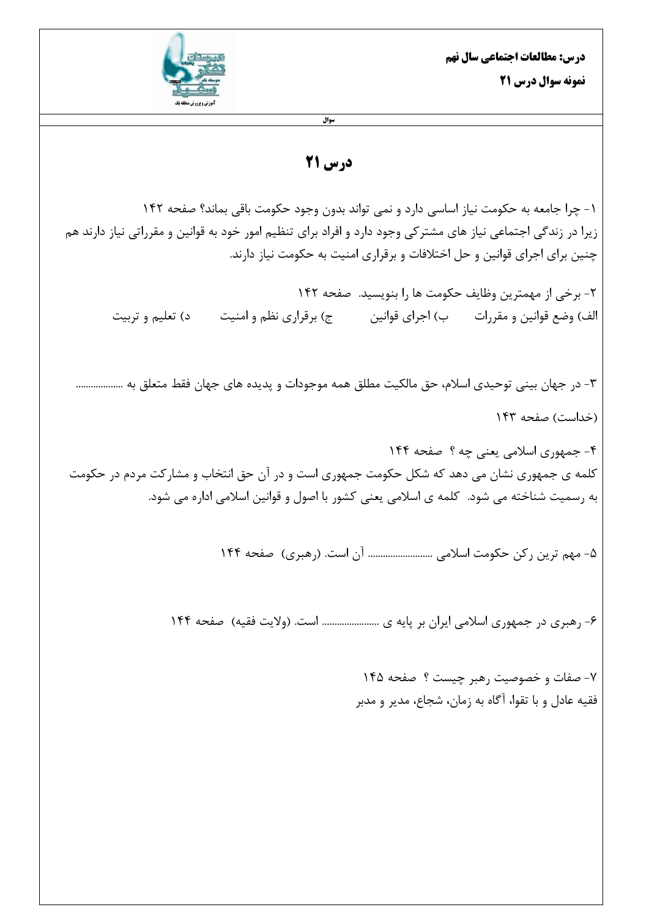**درس: مطالعات اجتماعی سال نهم**

**نمونه سوال درس ۲۱**

سوال

# درس ۲۱

۱- چرا جامعه به حکومت نیاز اساسی دارد و نمی تواند بدون وجود حکومت باقی بماند؟ صفحه ۱۴۲

زیرا در زندگی اجتماعی نیاز های مشترکی وجود دارد و افراد برای تنظیم امور خود به قوانین و مقرراتی نیاز دارند هم چنین برای اجرای قوانین و حل اختلافات و برقراری امنیت به حکومت نیاز دارند.

۲- برخی از مهمترین وظایف حکومت ها را بنویسید. صفحه ۱۴۲

الف) وضع قوانین و مقررات ب) اجرای قوانین ج) برقراری نظم و امنیت د) تعلیم و تربیت

۳- در جهان بینی توحیدی اسلام، حق مالکیت مطلق همه موجودات و پدیده های جهان فقط متعلق به ..................

(خداست) صفحه ۱۴۳

۴- جمهوری اسلامی یعنی چه ؟ صفحه ۱۴۴

کلمه ی جمهوری نشان می دهد که شکل حکومت جمهوری است و در آن حق انتخاب و مشارکت مردم در حکومت به رسمیت شناخته می شود. کلمه ی اسلامی یعنی کشور با اصول و قوانین اسلامی اداره می شود.

۵- مهم ترین رکن حکومت اسلامی ......................... آن است. (رهبری) صفحه ۱۴۴

۶- رهبری در جمهوری اسلامی ایران بر پایه ی ....................... است. (ولایت فقیه) صفحه ۱۴۴

۷- صفات و خصوصیت رهبر چیست ؟ صفحه ۱۴۵

فقیه عادل و با تقوا، آگاه به زمان، شجاع، مدیر و مدبر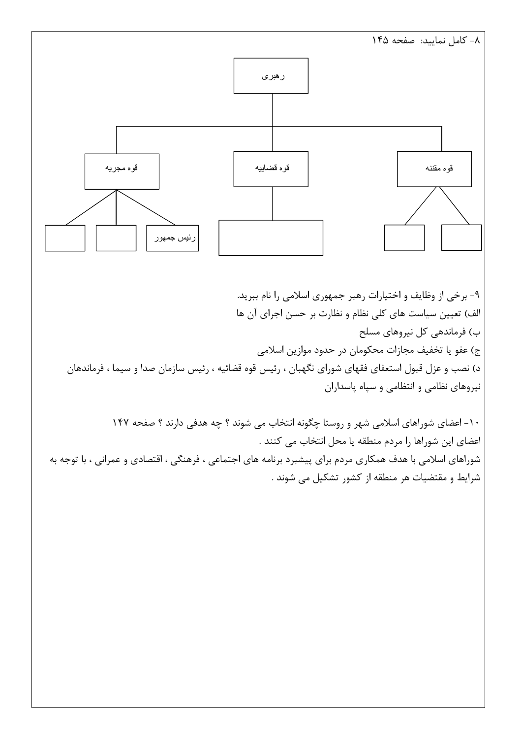۸- کامل نمایید: صفحه ۱۴۵

- رهبری
  - قوه مقننه
    - (   )
    - (   )
  - قوه قضاییه
    - (   )
  - قوه مجریه
    - رئیس جمهور
    - (   )
    - (   )

۹- برخی از وظایف و اختیارات رهبر جمهوری اسلامی را نام ببرید.

الف) تعیین سیاست های کلی نظام و نظارت بر حسن اجرای آن ها

ب) فرماندهی کل نیروهای مسلح

ج) عفو یا تخفیف مجازات محکومان در حدود موازین اسلامی

د) نصب و عزل قبول استعفای فقهای شورای نگهبان ، رئیس قوه قضائیه ، رئیس سازمان صدا و سیما ، فرماندهان نیروهای نظامی و انتظامی و سپاه پاسداران

۱۰- اعضای شوراهای اسلامی شهر و روستا چگونه انتخاب می شوند ؟ چه هدفی دارند ؟ صفحه ۱۴۷

اعضای این شوراها را مردم منطقه یا محل انتخاب می کنند .

شوراهای اسلامی با هدف همکاری مردم برای پیشبرد برنامه های اجتماعی ، فرهنگی ، اقتصادی و عمرانی ، با توجه به شرایط و مقتضیات هر منطقه از کشور تشکیل می شوند .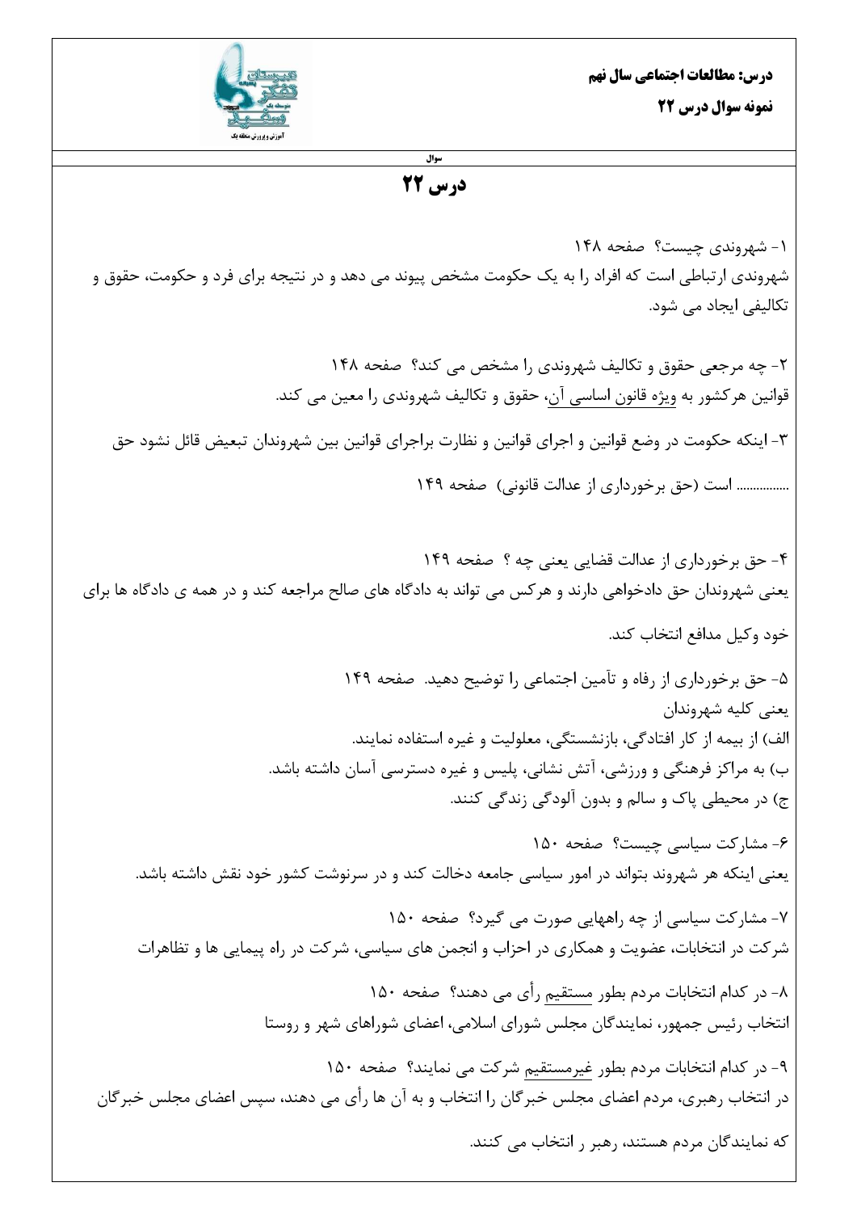**درس: مطالعات اجتماعی سال نهم**

**نمونه سوال درس ۲۲**

سوال

# درس ۲۲

۱- شهروندی چیست؟ صفحه ۱۴۸

شهروندی ارتباطی است که افراد را به یک حکومت مشخص پیوند می دهد و در نتیجه برای فرد و حکومت، حقوق و تکالیفی ایجاد می شود.

۲- چه مرجعی حقوق و تکالیف شهروندی را مشخص می کند؟ صفحه ۱۴۸

قوانین هرکشور به ویژه قانون اساسی آن، حقوق و تکالیف شهروندی را معین می کند.

۳- اینکه حکومت در وضع قوانین و اجرای قوانین و نظارت براجرای قوانین بین شهروندان تبعیض قائل نشود حق ............... است (حق برخورداری از عدالت قانونی) صفحه ۱۴۹

۴- حق برخورداری از عدالت قضایی یعنی چه ؟ صفحه ۱۴۹

یعنی شهروندان حق دادخواهی دارند و هرکس می تواند به دادگاه های صالح مراجعه کند و در همه ی دادگاه ها برای خود وکیل مدافع انتخاب کند.

۵- حق برخورداری از رفاه و تأمین اجتماعی را توضیح دهید. صفحه ۱۴۹

یعنی کلیه شهروندان

الف) از بیمه از کار افتادگی، بازنشستگی، معلولیت و غیره استفاده نمایند.

ب) به مراکز فرهنگی و ورزشی، آتش نشانی، پلیس و غیره دسترسی آسان داشته باشد.

ج) در محیطی پاک و سالم و بدون آلودگی زندگی کنند.

۶- مشارکت سیاسی چیست؟ صفحه ۱۵۰

یعنی اینکه هر شهروند بتواند در امور سیاسی جامعه دخالت کند و در سرنوشت کشور خود نقش داشته باشد.

۷- مشارکت سیاسی از چه راههایی صورت می گیرد؟ صفحه ۱۵۰

شرکت در انتخابات، عضویت و همکاری در احزاب و انجمن های سیاسی، شرکت در راه پیمایی ها و تظاهرات

۸- در کدام انتخابات مردم بطور مستقیم رأی می دهند؟ صفحه ۱۵۰

انتخاب رئیس جمهور، نمایندگان مجلس شورای اسلامی، اعضای شوراهای شهر و روستا

۹- در کدام انتخابات مردم بطور غیرمستقیم شرکت می نمایند؟ صفحه ۱۵۰

در انتخاب رهبری، مردم اعضای مجلس خبرگان را انتخاب و به آن ها رأی می دهند، سپس اعضای مجلس خبرگان که نمایندگان مردم هستند، رهبر ر انتخاب می کنند.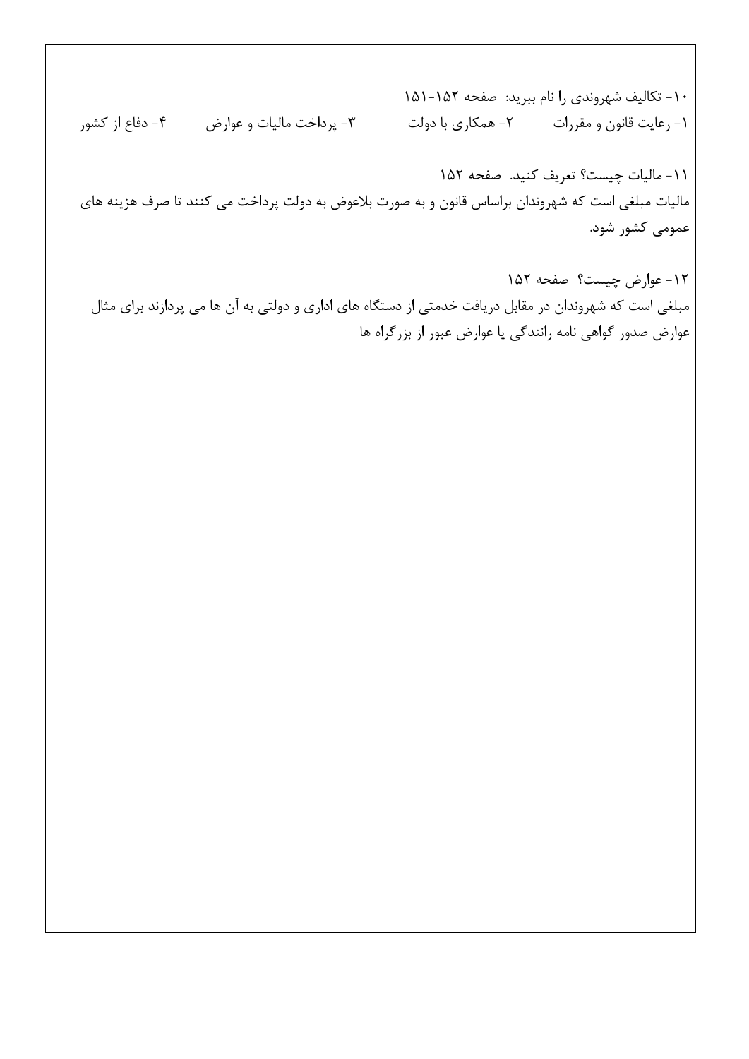۱۰- تکالیف شهروندی را نام ببرید: صفحه ۱۵۲-۱۵۱

۱- رعایت قانون و مقررات ۲- همکاری با دولت ۳- پرداخت مالیات و عوارض ۴- دفاع از کشور

۱۱- مالیات چیست؟ تعریف کنید. صفحه ۱۵۲

مالیات مبلغی است که شهروندان براساس قانون و به صورت بلاعوض به دولت پرداخت می کنند تا صرف هزینه های عمومی کشور شود.

۱۲- عوارض چیست؟ صفحه ۱۵۲

مبلغی است که شهروندان در مقابل دریافت خدمتی از دستگاه های اداری و دولتی به آن ها می پردازند برای مثال عوارض صدور گواهی نامه رانندگی یا عوارض عبور از بزرگراه ها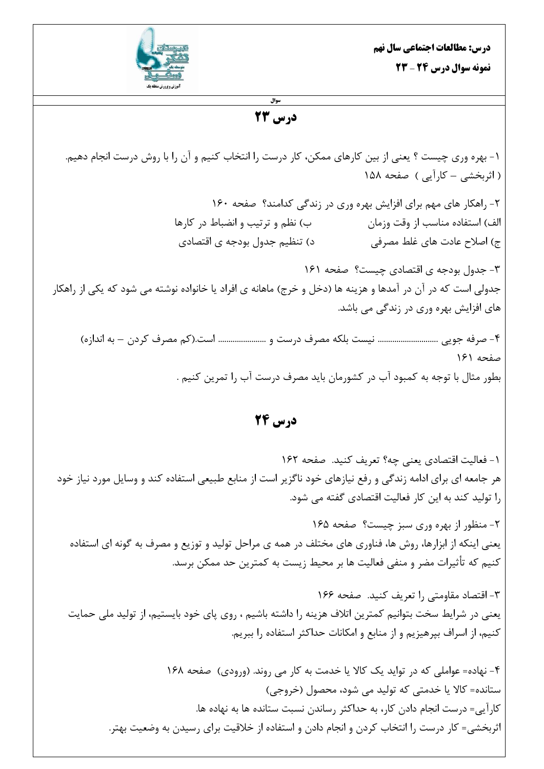**درس: مطالعات اجتماعی سال نهم**

**نمونه سوال درس ۲۴ - ۲۳**

سوال

# درس ۲۳

۱- بهره وری چیست ؟ یعنی از بین کارهای ممکن، کار درست را انتخاب کنیم و آن را با روش درست انجام دهیم. ( اثربخشی – کارآیی ) صفحه ۱۵۸

۲- راهکار های مهم برای افزایش بهره وری در زندگی کدامند؟ صفحه ۱۶۰

الف) استفاده مناسب از وقت وزمان ب) نظم و ترتیب و انضباط در کارها

ج) اصلاح عادت های غلط مصرفی د) تنظیم جدول بودجه ی اقتصادی

۳- جدول بودجه ی اقتصادی چیست؟ صفحه ۱۶۱

جدولی است که در آن در آمدها و هزینه ها (دخل و خرج) ماهانه ی افراد یا خانواده نوشته می شود که یکی از راهکار های افزایش بهره وری در زندگی می باشد.

۴- صرفه جویی ............................ نیست بلکه مصرف درست و ...................... است.(کم مصرف کردن – به اندازه) صفحه ۱۶۱

بطور مثال با توجه به کمبود آب در کشورمان باید مصرف درست آب را تمرین کنیم .

# درس ۲۴

۱- فعالیت اقتصادی یعنی چه؟ تعریف کنید. صفحه ۱۶۲

هر جامعه ای برای ادامه زندگی و رفع نیازهای خود ناگزیر است از منابع طبیعی استفاده کند و وسایل مورد نیاز خود را تولید کند به این کار فعالیت اقتصادی گفته می شود.

۲- منظور از بهره وری سبز چیست؟ صفحه ۱۶۵

یعنی اینکه از ابزارها، روش ها، فناوری های مختلف در همه ی مراحل تولید و توزیع و مصرف به گونه ای استفاده کنیم که تأثیرات مضر و منفی فعالیت ها بر محیط زیست به کمترین حد ممکن برسد.

۳- اقتصاد مقاومتی را تعریف کنید. صفحه ۱۶۶

یعنی در شرایط سخت بتوانیم کمترین ائتلاف هزینه را داشته باشیم ، روی پای خود بایستیم، از تولید ملی حمایت کنیم، از اسراف بپرهیزیم و از منابع و امکانات حداکثر استفاده را ببریم.

۴- نهاده= عواملی که در تواید یک کالا یا خدمت به کار می روند. (ورودی) صفحه ۱۶۸

ستانده= کالا یا خدمتی که تولید می شود، محصول (خروجی)

کارآیی= درست انجام دادن کار، به حداکثر رساندن نسبت ستانده ها به نهاده ها.

اثربخشی= کار درست را انتخاب کردن و انجام دادن و استفاده از خلاقیت برای رسیدن به وضعیت بهتر.